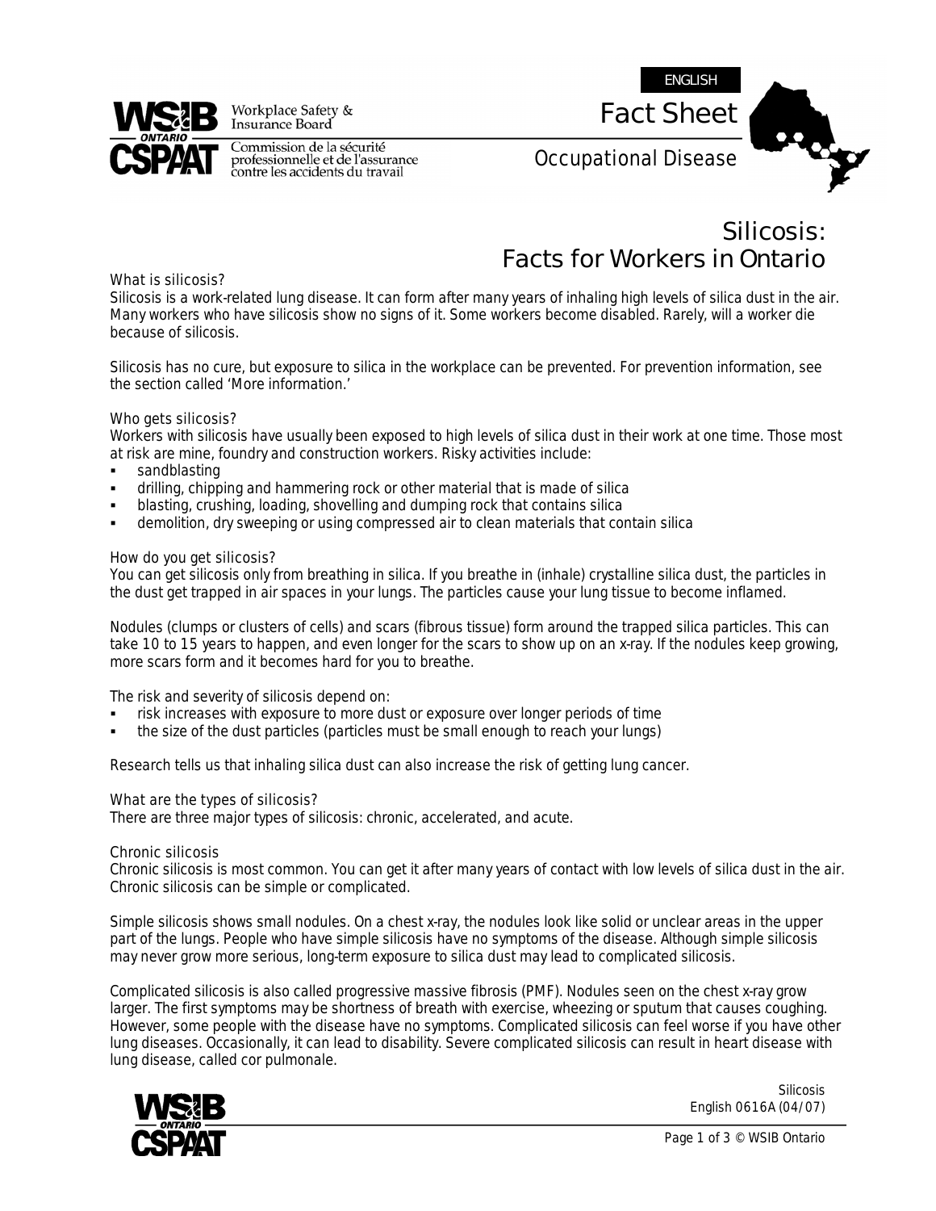ENGLISH

# Fact Sheet

Occupational Disease

# Silicosis: Facts for Workers in Ontario

## What is silicosis?

Silicosis is a work-related lung disease. It can form after many years of inhaling high levels of silica dust in the air. Many workers who have silicosis show no signs of it. Some workers become disabled. Rarely, will a worker die because of silicosis.

Silicosis has no cure, but exposure to silica in the workplace can be prevented. For prevention information, see the section called 'More information.'

## Who gets silicosis?

Workers with silicosis have usually been exposed to high levels of silica dust in their work at one time. Those most at risk are mine, foundry and construction workers. Risky activities include:

- sandblasting
- drilling, chipping and hammering rock or other material that is made of silica
- blasting, crushing, loading, shovelling and dumping rock that contains silica
- demolition, dry sweeping or using compressed air to clean materials that contain silica

## How do you get silicosis?

You can get silicosis only from breathing in silica. If you breathe in (inhale) crystalline silica dust, the particles in the dust get trapped in air spaces in your lungs. The particles cause your lung tissue to become inflamed.

Nodules (clumps or clusters of cells) and scars (fibrous tissue) form around the trapped silica particles. This can take 10 to 15 years to happen, and even longer for the scars to show up on an x-ray. If the nodules keep growing, more scars form and it becomes hard for you to breathe.

The risk and severity of silicosis depend on:

- risk increases with exposure to more dust or exposure over longer periods of time
- the size of the dust particles (particles must be small enough to reach your lungs)

Research tells us that inhaling silica dust can also increase the risk of getting lung cancer.

## What are the types of silicosis?

There are three major types of silicosis: chronic, accelerated, and acute.

### Chronic silicosis

Chronic silicosis is most common. You can get it after many years of contact with low levels of silica dust in the air. Chronic silicosis can be simple or complicated.

Simple silicosis shows small nodules. On a chest x-ray, the nodules look like solid or unclear areas in the upper part of the lungs. People who have simple silicosis have no symptoms of the disease. Although simple silicosis may never grow more serious, long-term exposure to silica dust may lead to complicated silicosis.

Complicated silicosis is also called progressive massive fibrosis (PMF). Nodules seen on the chest x-ray grow larger. The first symptoms may be shortness of breath with exercise, wheezing or sputum that causes coughing. However, some people with the disease have no symptoms. Complicated silicosis can feel worse if you have other lung diseases. Occasionally, it can lead to disability. Severe complicated silicosis can result in heart disease with lung disease, called cor pulmonale.

Silicosis
English 0616A (04/07)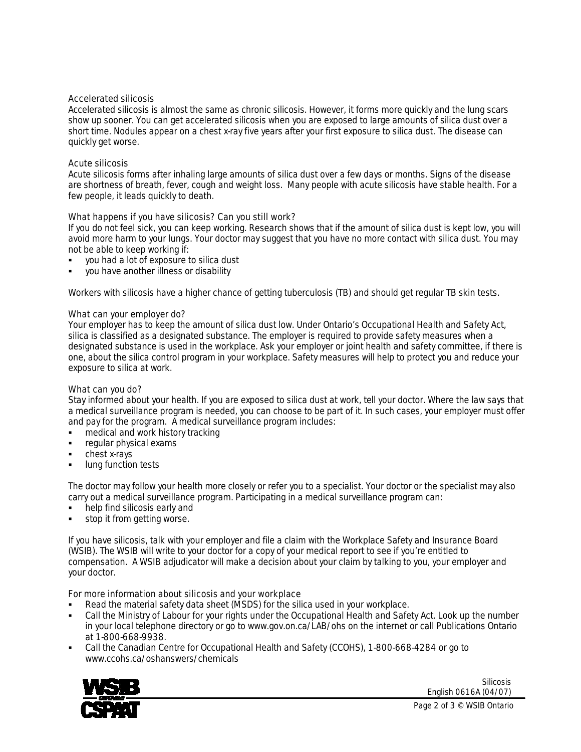### Accelerated silicosis

Accelerated silicosis is almost the same as chronic silicosis. However, it forms more quickly and the lung scars show up sooner. You can get accelerated silicosis when you are exposed to large amounts of silica dust over a short time. Nodules appear on a chest x-ray five years after your first exposure to silica dust. The disease can quickly get worse.

### Acute silicosis

Acute silicosis forms after inhaling large amounts of silica dust over a few days or months. Signs of the disease are shortness of breath, fever, cough and weight loss. Many people with acute silicosis have stable health. For a few people, it leads quickly to death.

### What happens if you have silicosis? Can you still work?

If you do not feel sick, you can keep working. Research shows that if the amount of silica dust is kept low, you will avoid more harm to your lungs. Your doctor may suggest that you have no more contact with silica dust. You may not be able to keep working if:

- you had a lot of exposure to silica dust
- you have another illness or disability

Workers with silicosis have a higher chance of getting tuberculosis (TB) and should get regular TB skin tests.

### What can your employer do?

Your employer has to keep the amount of silica dust low. Under Ontario's Occupational Health and Safety Act, silica is classified as a designated substance. The employer is required to provide safety measures when a designated substance is used in the workplace. Ask your employer or joint health and safety committee, if there is one, about the silica control program in your workplace. Safety measures will help to protect you and reduce your exposure to silica at work.

### What can you do?

Stay informed about your health. If you are exposed to silica dust at work, tell your doctor. Where the law says that a medical surveillance program is needed, you can choose to be part of it. In such cases, your employer must offer and pay for the program. A medical surveillance program includes:

- medical and work history tracking
- regular physical exams
- chest x-rays
- lung function tests

The doctor may follow your health more closely or refer you to a specialist. Your doctor or the specialist may also carry out a medical surveillance program. Participating in a medical surveillance program can:

- help find silicosis early and
- stop it from getting worse.

If you have silicosis, talk with your employer and file a claim with the Workplace Safety and Insurance Board (WSIB). The WSIB will write to your doctor for a copy of your medical report to see if you're entitled to compensation. A WSIB adjudicator will make a decision about your claim by talking to you, your employer and your doctor.

### For more information about silicosis and your workplace

- Read the material safety data sheet (MSDS) for the silica used in your workplace.
- Call the Ministry of Labour for your rights under the Occupational Health and Safety Act. Look up the number in your local telephone directory or go to www.gov.on.ca/LAB/ohs on the internet or call Publications Ontario at 1-800-668-9938.
- Call the Canadian Centre for Occupational Health and Safety (CCOHS), 1-800-668-4284 or go to www.ccohs.ca/oshanswers/chemicals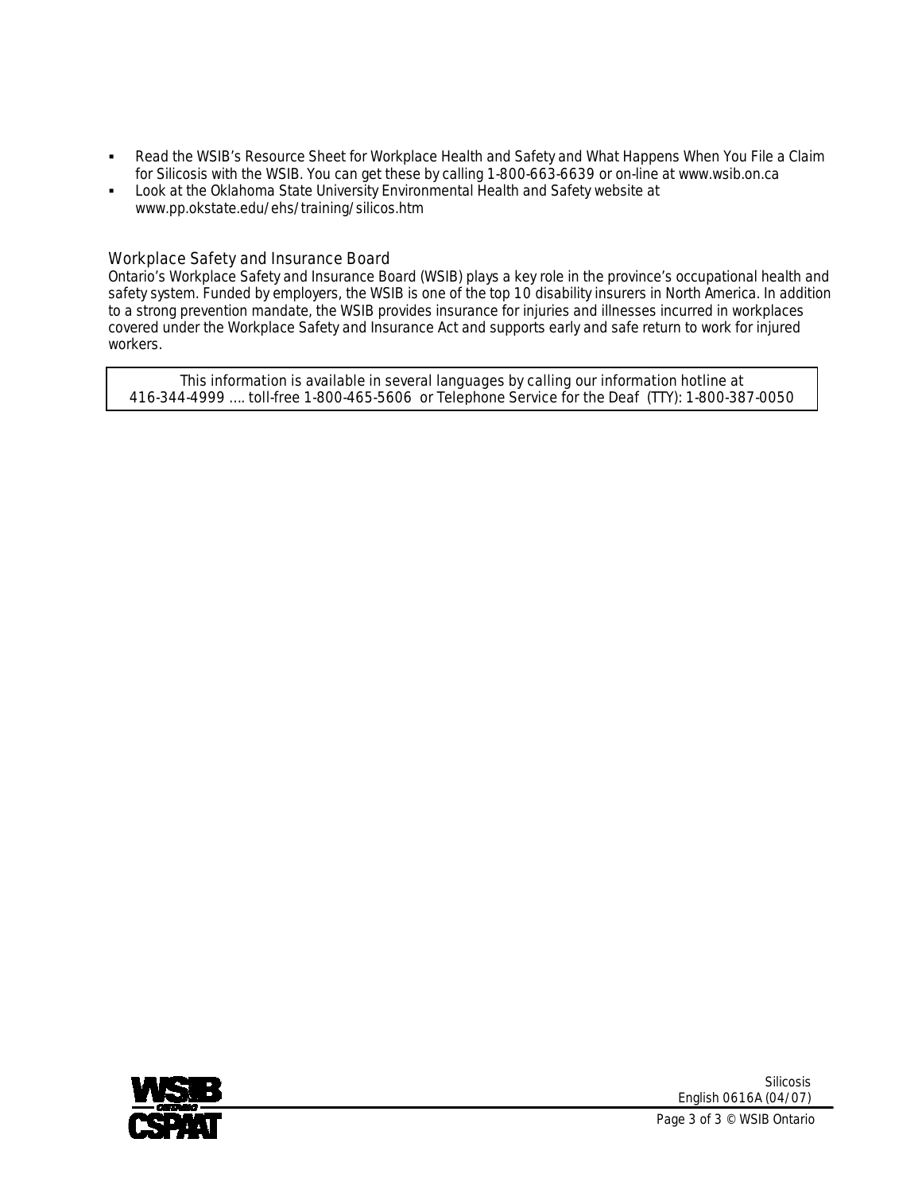- Read the WSIB's Resource Sheet for Workplace Health and Safety and What Happens When You File a Claim for Silicosis with the WSIB. You can get these by calling 1-800-663-6639 or on-line at www.wsib.on.ca
- Look at the Oklahoma State University Environmental Health and Safety website at www.pp.okstate.edu/ehs/training/silicos.htm

## Workplace Safety and Insurance Board

Ontario's Workplace Safety and Insurance Board (WSIB) plays a key role in the province's occupational health and safety system. Funded by employers, the WSIB is one of the top 10 disability insurers in North America. In addition to a strong prevention mandate, the WSIB provides insurance for injuries and illnesses incurred in workplaces covered under the Workplace Safety and Insurance Act and supports early and safe return to work for injured workers.

This information is available in several languages by calling our information hotline at 416-344-4999 .... toll-free 1-800-465-5606 or Telephone Service for the Deaf (TTY): 1-800-387-0050

Silicosis
English 0616A (04/07)